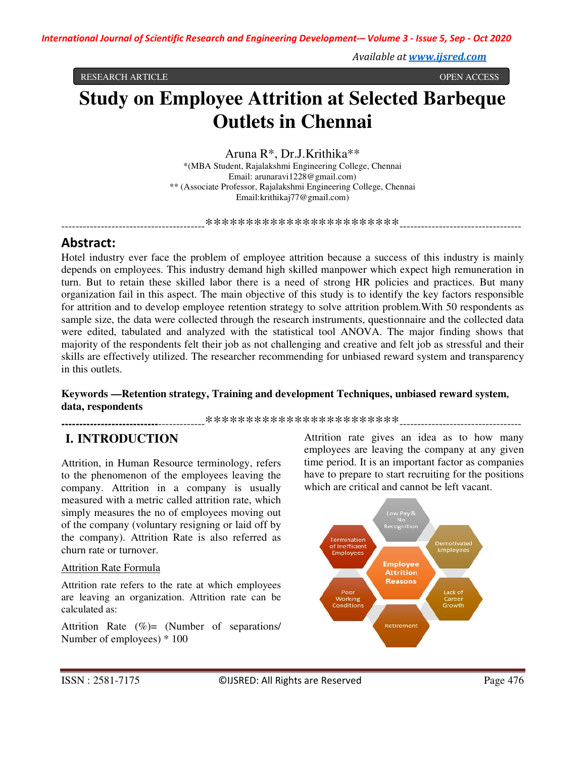RESEARCH ARTICLE OPEN ACCESS

# Study on Employee Attrition at Selected Barbeque Outlets in Chennai

Aruna R*, Dr.J.Krithika**

*(MBA Student, Rajalakshmi Engineering College, Chennai
Email: arunaravi1228@gmail.com)

** (Associate Professor, Rajalakshmi Engineering College, Chennai
Email:krithikaj77@gmail.com)

----------------------------------------************************----------------------------------

## Abstract:

Hotel industry ever face the problem of employee attrition because a success of this industry is mainly depends on employees. This industry demand high skilled manpower which expect high remuneration in turn. But to retain these skilled labor there is a need of strong HR policies and practices. But many organization fail in this aspect. The main objective of this study is to identify the key factors responsible for attrition and to develop employee retention strategy to solve attrition problem.With 50 respondents as sample size, the data were collected through the research instruments, questionnaire and the collected data were edited, tabulated and analyzed with the statistical tool ANOVA. The major finding shows that majority of the respondents felt their job as not challenging and creative and felt job as stressful and their skills are effectively utilized. The researcher recommending for unbiased reward system and transparency in this outlets.

**Keywords —Retention strategy, Training and development Techniques, unbiased reward system, data, respondents**

----------------------------------------************************----------------------------------

## I. INTRODUCTION

Attrition, in Human Resource terminology, refers to the phenomenon of the employees leaving the company. Attrition in a company is usually measured with a metric called attrition rate, which simply measures the no of employees moving out of the company (voluntary resigning or laid off by the company). Attrition Rate is also referred as churn rate or turnover.

Attrition Rate Formula

Attrition rate refers to the rate at which employees are leaving an organization. Attrition rate can be calculated as:

Attrition Rate (%)= (Number of separations/ Number of employees) * 100

Attrition rate gives an idea as to how many employees are leaving the company at any given time period. It is an important factor as companies have to prepare to start recruiting for the positions which are critical and cannot be left vacant.

Employee Attrition Reasons: Low Pay & No Recognition; Demotivated Employees; Lack of Career Growth; Retirement; Poor Working Conditions; Termination of Inefficient Employees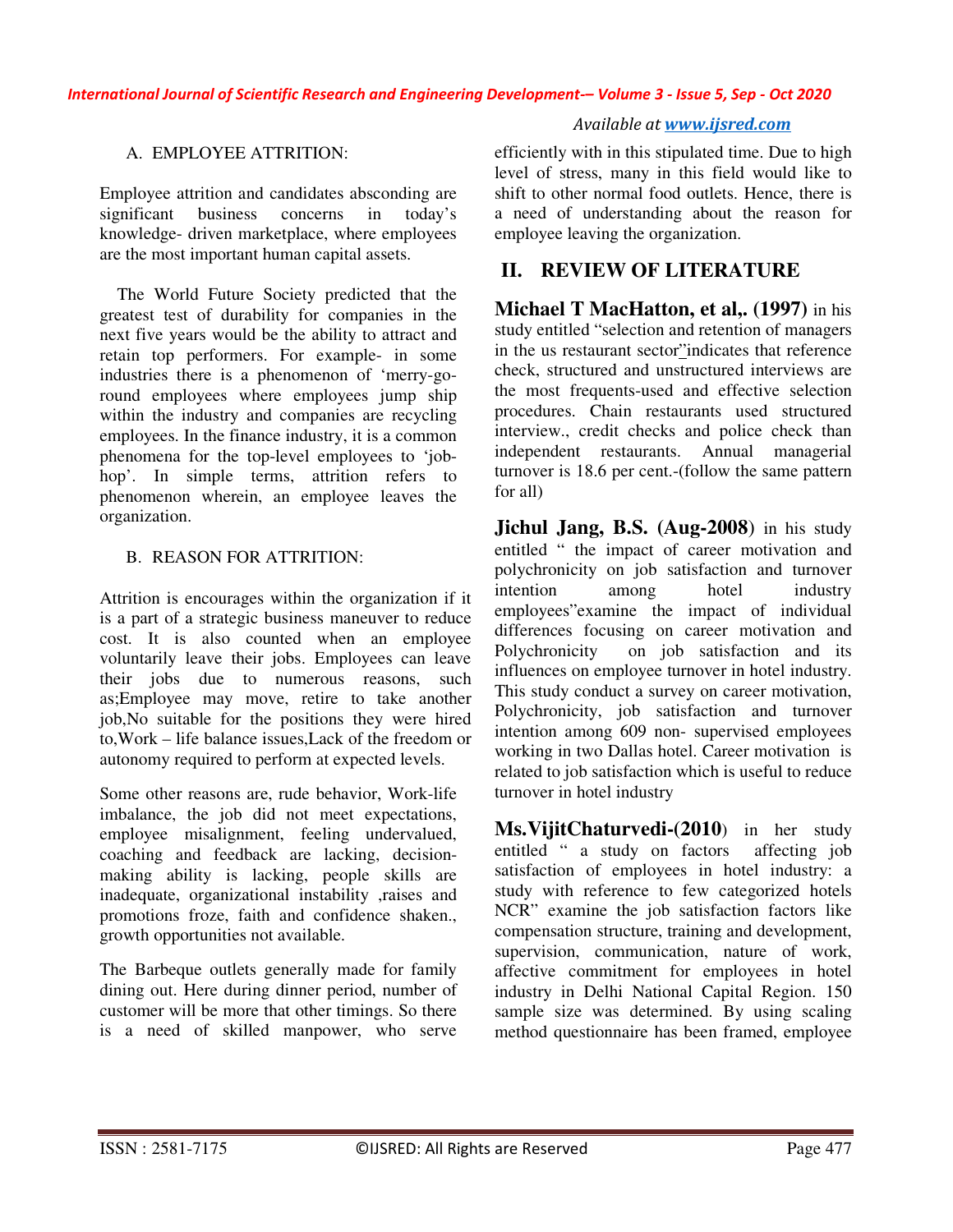### A. EMPLOYEE ATTRITION:

Employee attrition and candidates absconding are significant business concerns in today's knowledge- driven marketplace, where employees are the most important human capital assets.

The World Future Society predicted that the greatest test of durability for companies in the next five years would be the ability to attract and retain top performers. For example- in some industries there is a phenomenon of 'merry-go-round employees where employees jump ship within the industry and companies are recycling employees. In the finance industry, it is a common phenomena for the top-level employees to 'job-hop'. In simple terms, attrition refers to phenomenon wherein, an employee leaves the organization.

### B. REASON FOR ATTRITION:

Attrition is encourages within the organization if it is a part of a strategic business maneuver to reduce cost. It is also counted when an employee voluntarily leave their jobs. Employees can leave their jobs due to numerous reasons, such as;Employee may move, retire to take another job,No suitable for the positions they were hired to,Work – life balance issues,Lack of the freedom or autonomy required to perform at expected levels.

Some other reasons are, rude behavior, Work-life imbalance, the job did not meet expectations, employee misalignment, feeling undervalued, coaching and feedback are lacking, decision-making ability is lacking, people skills are inadequate, organizational instability ,raises and promotions froze, faith and confidence shaken., growth opportunities not available.

The Barbeque outlets generally made for family dining out. Here during dinner period, number of customer will be more that other timings. So there is a need of skilled manpower, who serve efficiently with in this stipulated time. Due to high level of stress, many in this field would like to shift to other normal food outlets. Hence, there is a need of understanding about the reason for employee leaving the organization.

## II. REVIEW OF LITERATURE

**Michael T MacHatton, et al,. (1997)** in his study entitled "selection and retention of managers in the us restaurant sector"indicates that reference check, structured and unstructured interviews are the most frequents-used and effective selection procedures. Chain restaurants used structured interview., credit checks and police check than independent restaurants. Annual managerial turnover is 18.6 per cent.-(follow the same pattern for all)

**Jichul Jang, B.S. (Aug-2008)** in his study entitled " the impact of career motivation and polychronicity on job satisfaction and turnover intention among hotel industry employees"examine the impact of individual differences focusing on career motivation and Polychronicity on job satisfaction and its influences on employee turnover in hotel industry. This study conduct a survey on career motivation, Polychronicity, job satisfaction and turnover intention among 609 non- supervised employees working in two Dallas hotel. Career motivation is related to job satisfaction which is useful to reduce turnover in hotel industry

**Ms.VijitChaturvedi-(2010)** in her study entitled " a study on factors affecting job satisfaction of employees in hotel industry: a study with reference to few categorized hotels NCR" examine the job satisfaction factors like compensation structure, training and development, supervision, communication, nature of work, affective commitment for employees in hotel industry in Delhi National Capital Region. 150 sample size was determined. By using scaling method questionnaire has been framed, employee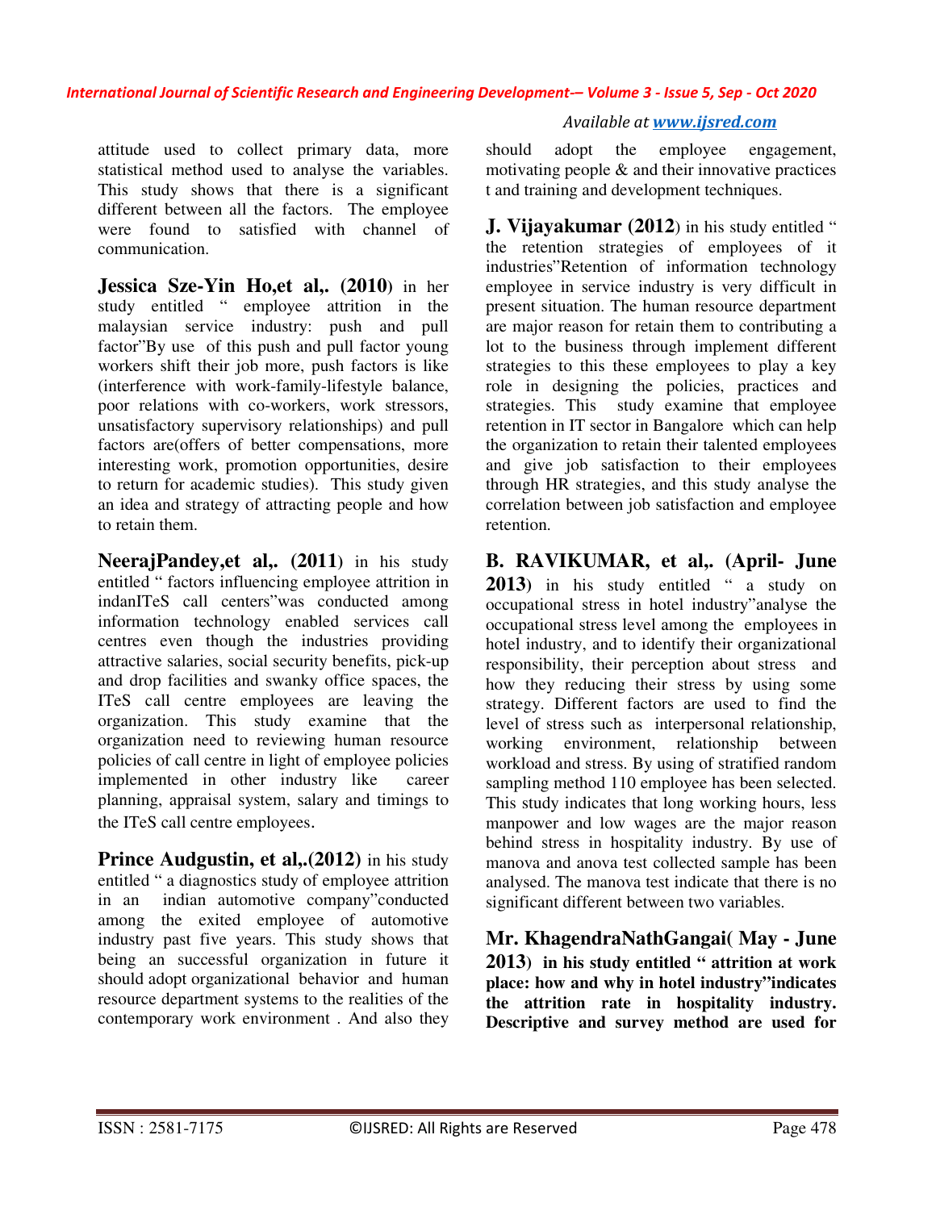attitude used to collect primary data, more statistical method used to analyse the variables. This study shows that there is a significant different between all the factors. The employee were found to satisfied with channel of communication.

**Jessica Sze-Yin Ho,et al,. (2010)** in her study entitled " employee attrition in the malaysian service industry: push and pull factor"By use of this push and pull factor young workers shift their job more, push factors is like (interference with work-family-lifestyle balance, poor relations with co-workers, work stressors, unsatisfactory supervisory relationships) and pull factors are(offers of better compensations, more interesting work, promotion opportunities, desire to return for academic studies). This study given an idea and strategy of attracting people and how to retain them.

**NeerajPandey,et al,. (2011)** in his study entitled " factors influencing employee attrition in indanITeS call centers"was conducted among information technology enabled services call centres even though the industries providing attractive salaries, social security benefits, pick-up and drop facilities and swanky office spaces, the ITeS call centre employees are leaving the organization. This study examine that the organization need to reviewing human resource policies of call centre in light of employee policies implemented in other industry like career planning, appraisal system, salary and timings to the ITeS call centre employees.

**Prince Audgustin, et al,.(2012)** in his study entitled " a diagnostics study of employee attrition in an indian automotive company"conducted among the exited employee of automotive industry past five years. This study shows that being an successful organization in future it should adopt organizational behavior and human resource department systems to the realities of the contemporary work environment . And also they should adopt the employee engagement, motivating people & and their innovative practices t and training and development techniques.

**J. Vijayakumar (2012)** in his study entitled " the retention strategies of employees of it industries"Retention of information technology employee in service industry is very difficult in present situation. The human resource department are major reason for retain them to contributing a lot to the business through implement different strategies to this these employees to play a key role in designing the policies, practices and strategies. This study examine that employee retention in IT sector in Bangalore which can help the organization to retain their talented employees and give job satisfaction to their employees through HR strategies, and this study analyse the correlation between job satisfaction and employee retention.

**B. RAVIKUMAR, et al,. (April- June 2013)** in his study entitled " a study on occupational stress in hotel industry"analyse the occupational stress level among the employees in hotel industry, and to identify their organizational responsibility, their perception about stress and how they reducing their stress by using some strategy. Different factors are used to find the level of stress such as interpersonal relationship, working environment, relationship between workload and stress. By using of stratified random sampling method 110 employee has been selected. This study indicates that long working hours, less manpower and low wages are the major reason behind stress in hospitality industry. By use of manova and anova test collected sample has been analysed. The manova test indicate that there is no significant different between two variables.

**Mr. KhagendraNathGangai( May - June 2013) in his study entitled " attrition at work place: how and why in hotel industry"indicates the attrition rate in hospitality industry. Descriptive and survey method are used for**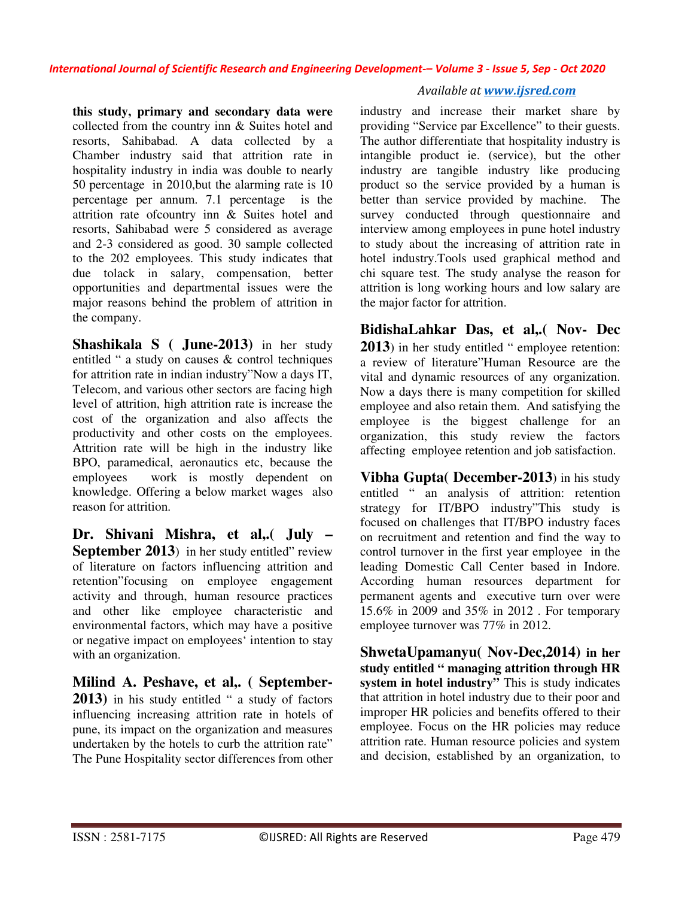**this study, primary and secondary data were** collected from the country inn & Suites hotel and resorts, Sahibabad. A data collected by a Chamber industry said that attrition rate in hospitality industry in india was double to nearly 50 percentage in 2010,but the alarming rate is 10 percentage per annum. 7.1 percentage is the attrition rate ofcountry inn & Suites hotel and resorts, Sahibabad were 5 considered as average and 2-3 considered as good. 30 sample collected to the 202 employees. This study indicates that due tolack in salary, compensation, better opportunities and departmental issues were the major reasons behind the problem of attrition in the company.

**Shashikala S ( June-2013)** in her study entitled " a study on causes & control techniques for attrition rate in indian industry"Now a days IT, Telecom, and various other sectors are facing high level of attrition, high attrition rate is increase the cost of the organization and also affects the productivity and other costs on the employees. Attrition rate will be high in the industry like BPO, paramedical, aeronautics etc, because the employees work is mostly dependent on knowledge. Offering a below market wages also reason for attrition.

**Dr. Shivani Mishra, et al,.( July – September 2013**) in her study entitled" review of literature on factors influencing attrition and retention"focusing on employee engagement activity and through, human resource practices and other like employee characteristic and environmental factors, which may have a positive or negative impact on employees' intention to stay with an organization.

**Milind A. Peshave, et al,. ( September-2013)** in his study entitled " a study of factors influencing increasing attrition rate in hotels of pune, its impact on the organization and measures undertaken by the hotels to curb the attrition rate" The Pune Hospitality sector differences from other industry and increase their market share by providing "Service par Excellence" to their guests. The author differentiate that hospitality industry is intangible product ie. (service), but the other industry are tangible industry like producing product so the service provided by a human is better than service provided by machine. The survey conducted through questionnaire and interview among employees in pune hotel industry to study about the increasing of attrition rate in hotel industry.Tools used graphical method and chi square test. The study analyse the reason for attrition is long working hours and low salary are the major factor for attrition.

**BidishaLahkar Das, et al,.( Nov- Dec 2013**) in her study entitled " employee retention: a review of literature"Human Resource are the vital and dynamic resources of any organization. Now a days there is many competition for skilled employee and also retain them. And satisfying the employee is the biggest challenge for an organization, this study review the factors affecting employee retention and job satisfaction.

**Vibha Gupta( December-2013**) in his study entitled " an analysis of attrition: retention strategy for IT/BPO industry"This study is focused on challenges that IT/BPO industry faces on recruitment and retention and find the way to control turnover in the first year employee in the leading Domestic Call Center based in Indore. According human resources department for permanent agents and executive turn over were 15.6% in 2009 and 35% in 2012 . For temporary employee turnover was 77% in 2012.

**ShwetaUpamanyu( Nov-Dec,2014) in her study entitled " managing attrition through HR system in hotel industry"** This is study indicates that attrition in hotel industry due to their poor and improper HR policies and benefits offered to their employee. Focus on the HR policies may reduce attrition rate. Human resource policies and system and decision, established by an organization, to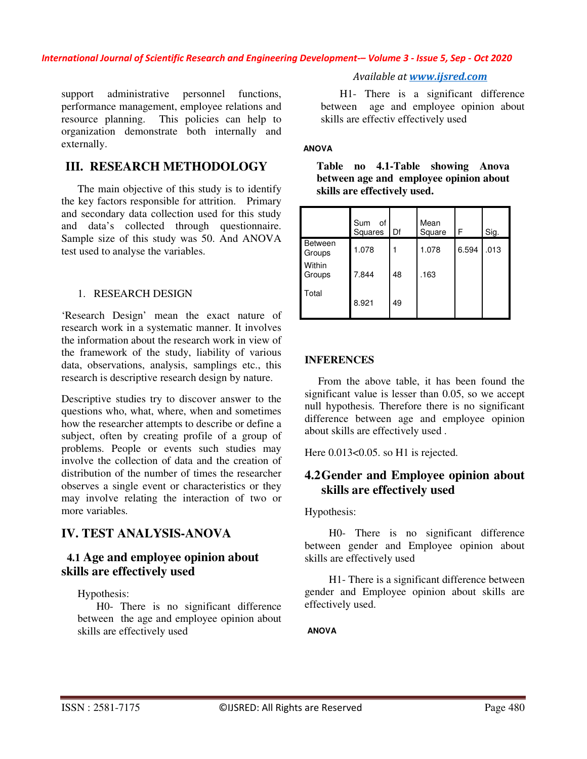support administrative personnel functions, performance management, employee relations and resource planning. This policies can help to organization demonstrate both internally and externally.

## III. RESEARCH METHODOLOGY

The main objective of this study is to identify the key factors responsible for attrition. Primary and secondary data collection used for this study and data's collected through questionnaire. Sample size of this study was 50. And ANOVA test used to analyse the variables.

1. RESEARCH DESIGN

'Research Design' mean the exact nature of research work in a systematic manner. It involves the information about the research work in view of the framework of the study, liability of various data, observations, analysis, samplings etc., this research is descriptive research design by nature.

Descriptive studies try to discover answer to the questions who, what, where, when and sometimes how the researcher attempts to describe or define a subject, often by creating profile of a group of problems. People or events such studies may involve the collection of data and the creation of distribution of the number of times the researcher observes a single event or characteristics or they may involve relating the interaction of two or more variables.

## IV. TEST ANALYSIS-ANOVA

### 4.1 Age and employee opinion about skills are effectively used

Hypothesis:

H0- There is no significant difference between the age and employee opinion about skills are effectively used

H1- There is a significant difference between age and employee opinion about skills are effectiv effectively used

**ANOVA**

**Table no 4.1-Table showing Anova between age and employee opinion about skills are effectively used.**

| | Sum of Squares | Df | Mean Square | F | Sig. |
|---|---|---|---|---|---|
| Between Groups | 1.078 | 1 | 1.078 | 6.594 | .013 |
| Within Groups | 7.844 | 48 | .163 | | |
| Total | 8.921 | 49 | | | |

**INFERENCES**

From the above table, it has been found the significant value is lesser than 0.05, so we accept null hypothesis. Therefore there is no significant difference between age and employee opinion about skills are effectively used .

Here 0.013<0.05. so H1 is rejected.

### 4.2 Gender and Employee opinion about skills are effectively used

Hypothesis:

H0- There is no significant difference between gender and Employee opinion about skills are effectively used

H1- There is a significant difference between gender and Employee opinion about skills are effectively used.

**ANOVA**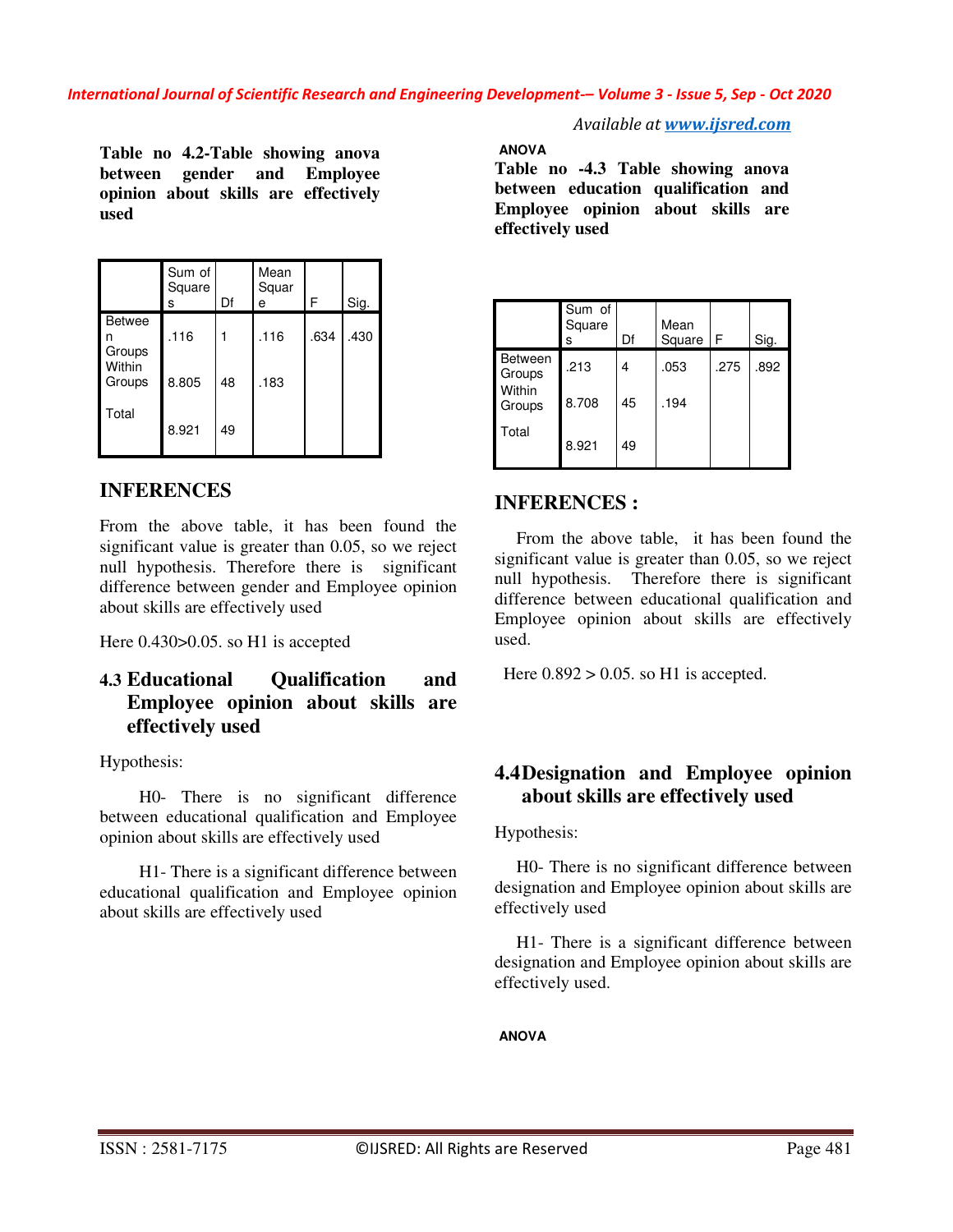**Table no 4.2-Table showing anova between gender and Employee opinion about skills are effectively used**

| | Sum of Squares | Df | Mean Square | F | Sig. |
|---|---|---|---|---|---|
| Between Groups | .116 | 1 | .116 | .634 | .430 |
| Within Groups | 8.805 | 48 | .183 | | |
| Total | 8.921 | 49 | | | |

## INFERENCES

From the above table, it has been found the significant value is greater than 0.05, so we reject null hypothesis. Therefore there is significant difference between gender and Employee opinion about skills are effectively used

Here 0.430>0.05. so H1 is accepted

### 4.3 Educational Qualification and Employee opinion about skills are effectively used

Hypothesis:

H0- There is no significant difference between educational qualification and Employee opinion about skills are effectively used

H1- There is a significant difference between educational qualification and Employee opinion about skills are effectively used

**ANOVA**

**Table no -4.3 Table showing anova between education qualification and Employee opinion about skills are effectively used**

| | Sum of Squares | Df | Mean Square | F | Sig. |
|---|---|---|---|---|---|
| Between Groups | .213 | 4 | .053 | .275 | .892 |
| Within Groups | 8.708 | 45 | .194 | | |
| Total | 8.921 | 49 | | | |

## INFERENCES :

From the above table, it has been found the significant value is greater than 0.05, so we reject null hypothesis. Therefore there is significant difference between educational qualification and Employee opinion about skills are effectively used.

Here 0.892 > 0.05. so H1 is accepted.

### 4.4Designation and Employee opinion about skills are effectively used

Hypothesis:

H0- There is no significant difference between designation and Employee opinion about skills are effectively used

H1- There is a significant difference between designation and Employee opinion about skills are effectively used.

**ANOVA**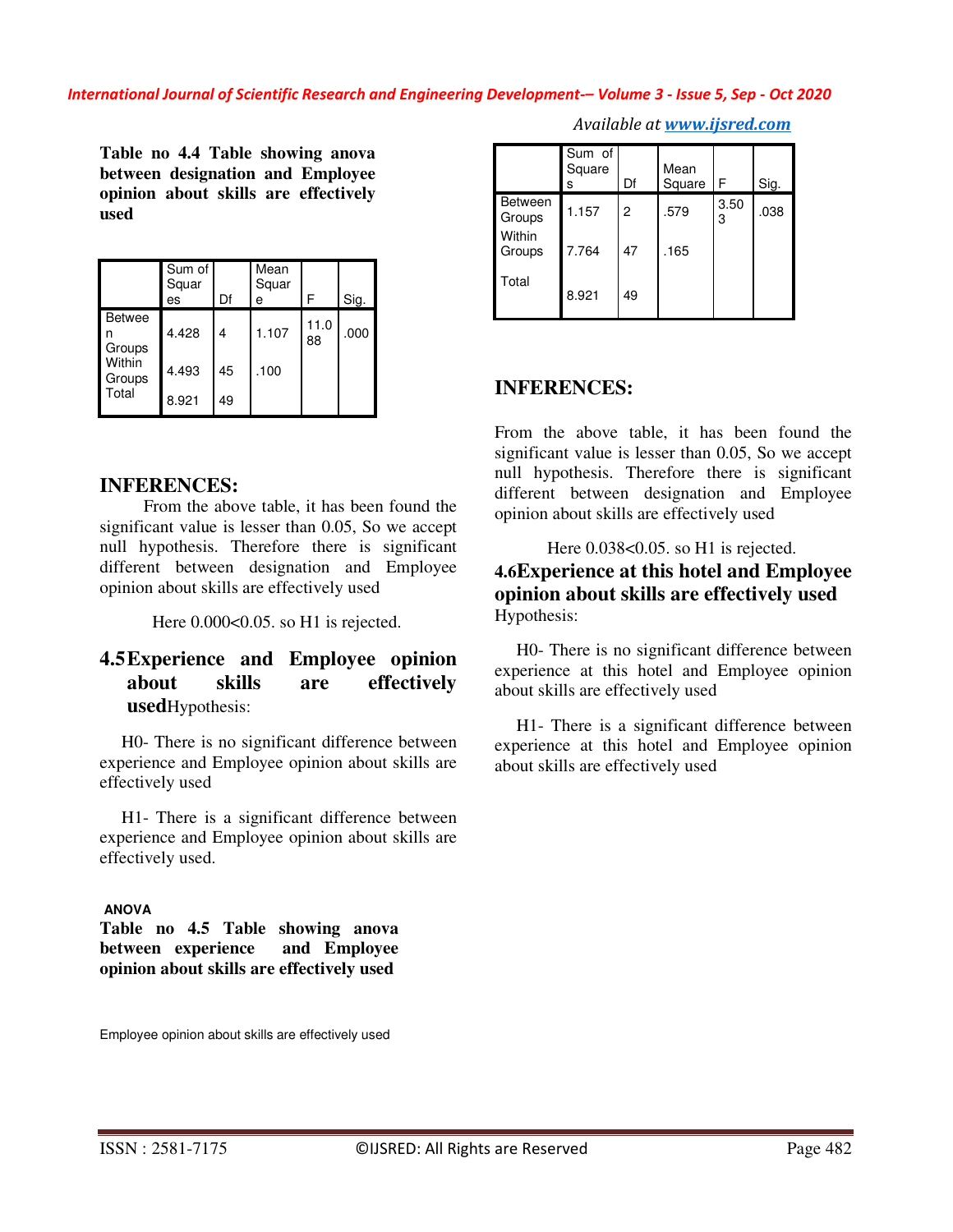**Table no 4.4 Table showing anova between designation and Employee opinion about skills are effectively used**

| | Sum of Squares | Df | Mean Square | F | Sig. |
|---|---|---|---|---|---|
| Between Groups | 4.428 | 4 | 1.107 | 11.088 | .000 |
| Within Groups | 4.493 | 45 | .100 | | |
| Total | 8.921 | 49 | | | |

## INFERENCES:

From the above table, it has been found the significant value is lesser than 0.05, So we accept null hypothesis. Therefore there is significant different between designation and Employee opinion about skills are effectively used

Here 0.000<0.05. so H1 is rejected.

## 4.5 Experience and Employee opinion about skills are effectively used

Hypothesis:

H0- There is no significant difference between experience and Employee opinion about skills are effectively used

H1- There is a significant difference between experience and Employee opinion about skills are effectively used.

**ANOVA**

**Table no 4.5 Table showing anova between experience and Employee opinion about skills are effectively used**

Employee opinion about skills are effectively used

| | Sum of Squares | Df | Mean Square | F | Sig. |
|---|---|---|---|---|---|
| Between Groups | 1.157 | 2 | .579 | 3.503 | .038 |
| Within Groups | 7.764 | 47 | .165 | | |
| Total | 8.921 | 49 | | | |

## INFERENCES:

From the above table, it has been found the significant value is lesser than 0.05, So we accept null hypothesis. Therefore there is significant different between designation and Employee opinion about skills are effectively used

Here 0.038<0.05. so H1 is rejected.

## 4.6 Experience at this hotel and Employee opinion about skills are effectively used

Hypothesis:

H0- There is no significant difference between experience at this hotel and Employee opinion about skills are effectively used

H1- There is a significant difference between experience at this hotel and Employee opinion about skills are effectively used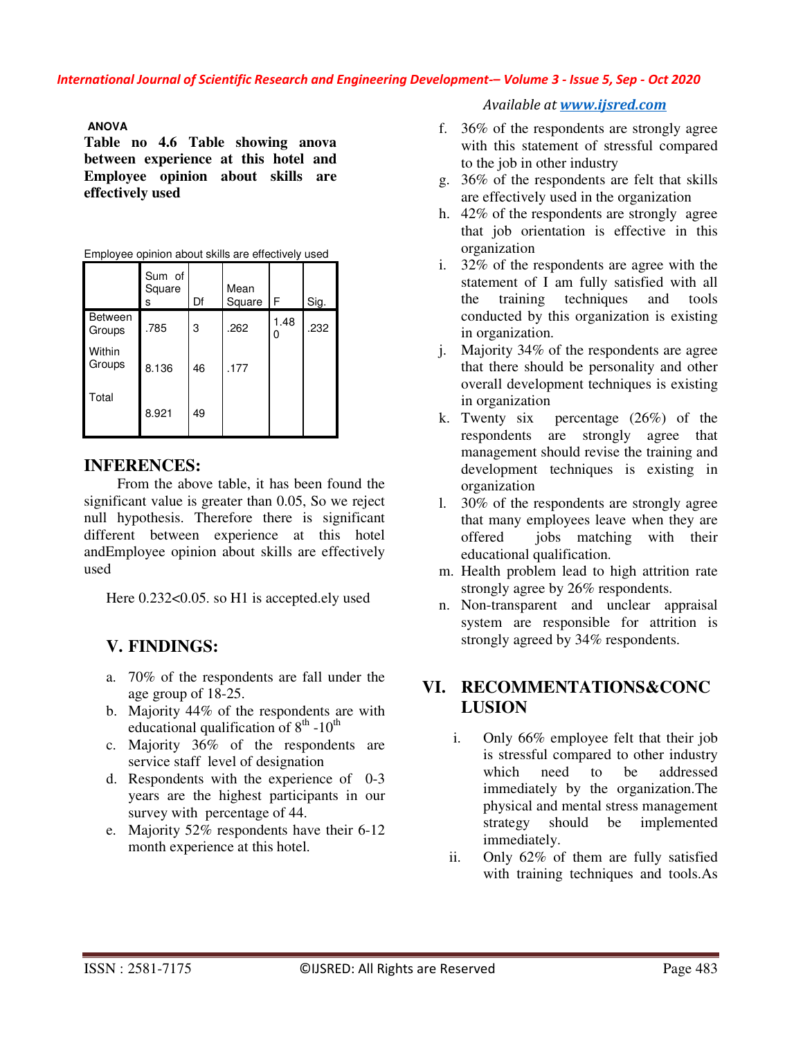**ANOVA**

**Table no 4.6 Table showing anova between experience at this hotel and Employee opinion about skills are effectively used**

Employee opinion about skills are effectively used

| | Sum of Squares | Df | Mean Square | F | Sig. |
|---|---|---|---|---|---|
| Between Groups | .785 | 3 | .262 | 1.480 | .232 |
| Within Groups | 8.136 | 46 | .177 | | |
| Total | 8.921 | 49 | | | |

## INFERENCES:

From the above table, it has been found the significant value is greater than 0.05, So we reject null hypothesis. Therefore there is significant different between experience at this hotel andEmployee opinion about skills are effectively used

Here 0.232<0.05. so H1 is accepted.ely used

## V. FINDINGS:

a. 70% of the respondents are fall under the age group of 18-25.
b. Majority 44% of the respondents are with educational qualification of 8th -10th
c. Majority 36% of the respondents are service staff level of designation
d. Respondents with the experience of 0-3 years are the highest participants in our survey with percentage of 44.
e. Majority 52% respondents have their 6-12 month experience at this hotel.
f. 36% of the respondents are strongly agree with this statement of stressful compared to the job in other industry
g. 36% of the respondents are felt that skills are effectively used in the organization
h. 42% of the respondents are strongly agree that job orientation is effective in this organization
i. 32% of the respondents are agree with the statement of I am fully satisfied with all the training techniques and tools conducted by this organization is existing in organization.
j. Majority 34% of the respondents are agree that there should be personality and other overall development techniques is existing in organization
k. Twenty six percentage (26%) of the respondents are strongly agree that management should revise the training and development techniques is existing in organization
l. 30% of the respondents are strongly agree that many employees leave when they are offered jobs matching with their educational qualification.
m. Health problem lead to high attrition rate strongly agree by 26% respondents.
n. Non-transparent and unclear appraisal system are responsible for attrition is strongly agreed by 34% respondents.

## VI. RECOMMENTATIONS&CONCLUSION

i. Only 66% employee felt that their job is stressful compared to other industry which need to be addressed immediately by the organization.The physical and mental stress management strategy should be implemented immediately.
ii. Only 62% of them are fully satisfied with training techniques and tools.As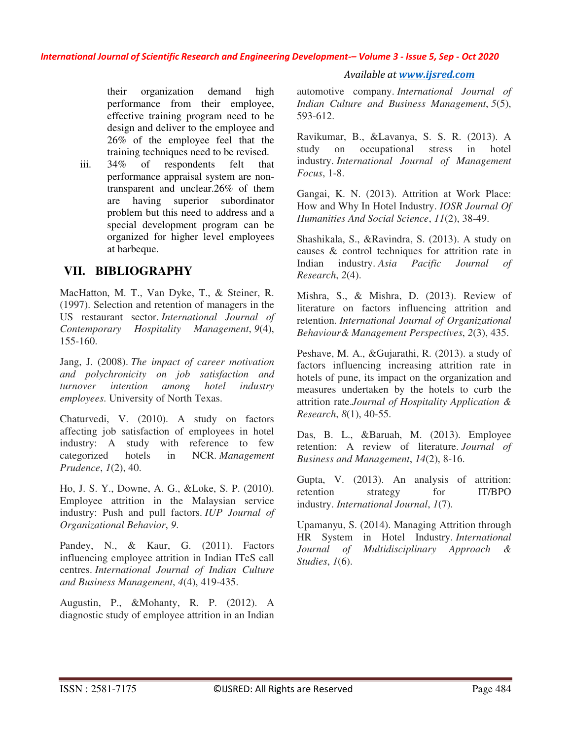their organization demand high performance from their employee, effective training program need to be design and deliver to the employee and 26% of the employee feel that the training techniques need to be revised.

iii. 34% of respondents felt that performance appraisal system are non-transparent and unclear.26% of them are having superior subordinator problem but this need to address and a special development program can be organized for higher level employees at barbeque.

## VII. BIBLIOGRAPHY

MacHatton, M. T., Van Dyke, T., & Steiner, R. (1997). Selection and retention of managers in the US restaurant sector. *International Journal of Contemporary Hospitality Management*, *9*(4), 155-160.

Jang, J. (2008). *The impact of career motivation and polychronicity on job satisfaction and turnover intention among hotel industry employees*. University of North Texas.

Chaturvedi, V. (2010). A study on factors affecting job satisfaction of employees in hotel industry: A study with reference to few categorized hotels in NCR. *Management Prudence*, *1*(2), 40.

Ho, J. S. Y., Downe, A. G., &Loke, S. P. (2010). Employee attrition in the Malaysian service industry: Push and pull factors. *IUP Journal of Organizational Behavior*, *9*.

Pandey, N., & Kaur, G. (2011). Factors influencing employee attrition in Indian ITeS call centres. *International Journal of Indian Culture and Business Management*, *4*(4), 419-435.

Augustin, P., &Mohanty, R. P. (2012). A diagnostic study of employee attrition in an Indian automotive company. *International Journal of Indian Culture and Business Management*, *5*(5), 593-612.

Ravikumar, B., &Lavanya, S. S. R. (2013). A study on occupational stress in hotel industry. *International Journal of Management Focus*, 1-8.

Gangai, K. N. (2013). Attrition at Work Place: How and Why In Hotel Industry. *IOSR Journal Of Humanities And Social Science*, *11*(2), 38-49.

Shashikala, S., &Ravindra, S. (2013). A study on causes & control techniques for attrition rate in Indian industry. *Asia Pacific Journal of Research*, *2*(4).

Mishra, S., & Mishra, D. (2013). Review of literature on factors influencing attrition and retention. *International Journal of Organizational Behaviour& Management Perspectives*, *2*(3), 435.

Peshave, M. A., &Gujarathi, R. (2013). a study of factors influencing increasing attrition rate in hotels of pune, its impact on the organization and measures undertaken by the hotels to curb the attrition rate.*Journal of Hospitality Application & Research*, *8*(1), 40-55.

Das, B. L., &Baruah, M. (2013). Employee retention: A review of literature. *Journal of Business and Management*, *14*(2), 8-16.

Gupta, V. (2013). An analysis of attrition: retention strategy for IT/BPO industry. *International Journal*, *1*(7).

Upamanyu, S. (2014). Managing Attrition through HR System in Hotel Industry. *International Journal of Multidisciplinary Approach & Studies*, *1*(6).